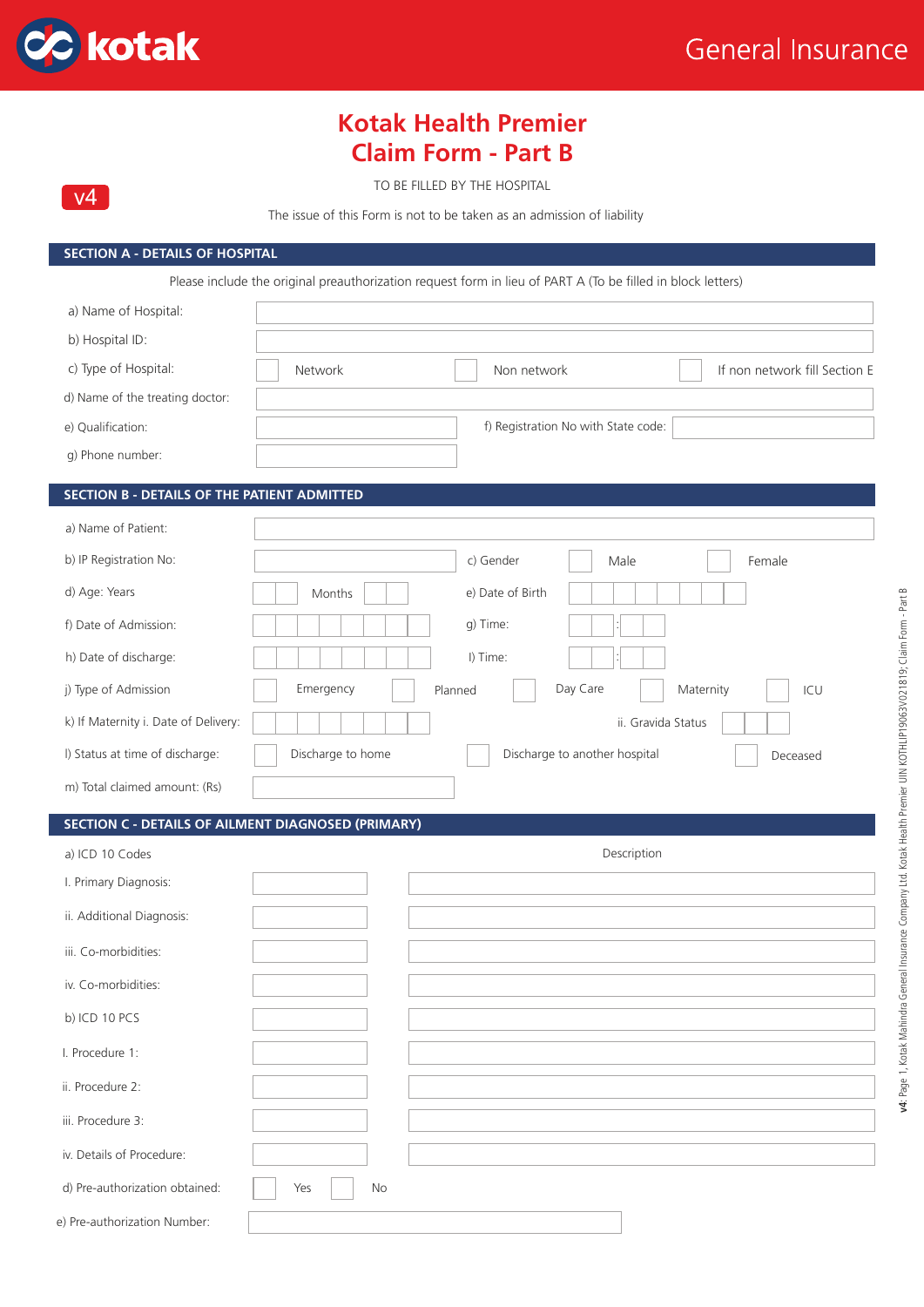kotak

General Insurance

# Kotak Health Premier
# Claim Form - Part B

v4

TO BE FILLED BY THE HOSPITAL

The issue of this Form is not to be taken as an admission of liability

## SECTION A - DETAILS OF HOSPITAL

Please include the original preauthorization request form in lieu of PART A (To be filled in block letters)

a) Name of Hospital:

b) Hospital ID:

c) Type of Hospital: ☐ Network ☐ Non network ☐ If non network fill Section E

d) Name of the treating doctor:

e) Qualification: f) Registration No with State code:

g) Phone number:

## SECTION B - DETAILS OF THE PATIENT ADMITTED

a) Name of Patient:

b) IP Registration No: c) Gender ☐ Male ☐ Female

d) Age: Years Months e) Date of Birth

f) Date of Admission: g) Time: :

h) Date of discharge: I) Time: :

j) Type of Admission ☐ Emergency ☐ Planned ☐ Day Care ☐ Maternity ☐ ICU

k) If Maternity i. Date of Delivery: ii. Gravida Status

l) Status at time of discharge: ☐ Discharge to home ☐ Discharge to another hospital ☐ Deceased

m) Total claimed amount: (Rs)

## SECTION C - DETAILS OF AILMENT DIAGNOSED (PRIMARY)

| a) ICD 10 Codes | | Description |
|---|---|---|
| I. Primary Diagnosis: | | |
| ii. Additional Diagnosis: | | |
| iii. Co-morbidities: | | |
| iv. Co-morbidities: | | |
| b) ICD 10 PCS | | |
| I. Procedure 1: | | |
| ii. Procedure 2: | | |
| iii. Procedure 3: | | |
| iv. Details of Procedure: | | |

d) Pre-authorization obtained: ☐ Yes ☐ No

e) Pre-authorization Number: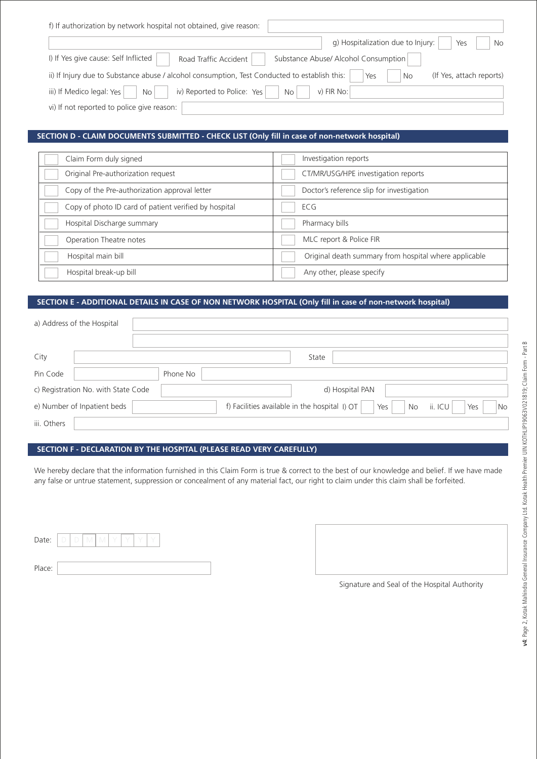f) If authorization by network hospital not obtained, give reason: 

g) Hospitalization due to Injury: Yes No

I) If Yes give cause: Self Inflicted Road Traffic Accident Substance Abuse/ Alcohol Consumption

ii) If Injury due to Substance abuse / alcohol consumption, Test Conducted to establish this: Yes No (If Yes, attach reports)

iii) If Medico legal: Yes No iv) Reported to Police: Yes No v) FIR No:

vi) If not reported to police give reason:

## SECTION D - CLAIM DOCUMENTS SUBMITTED - CHECK LIST (Only fill in case of non-network hospital)

| | | | |
|---|---|---|---|
| | Claim Form duly signed | | Investigation reports |
| | Original Pre-authorization request | | CT/MR/USG/HPE investigation reports |
| | Copy of the Pre-authorization approval letter | | Doctor's reference slip for investigation |
| | Copy of photo ID card of patient verified by hospital | | ECG |
| | Hospital Discharge summary | | Pharmacy bills |
| | Operation Theatre notes | | MLC report & Police FIR |
| | Hospital main bill | | Original death summary from hospital where applicable |
| | Hospital break-up bill | | Any other, please specify |

## SECTION E - ADDITIONAL DETAILS IN CASE OF NON NETWORK HOSPITAL (Only fill in case of non-network hospital)

a) Address of the Hospital

City State

Pin Code Phone No

c) Registration No. with State Code d) Hospital PAN

e) Number of Inpatient beds f) Facilities available in the hospital I) OT Yes No ii. ICU Yes No

iii. Others

## SECTION F - DECLARATION BY THE HOSPITAL (PLEASE READ VERY CAREFULLY)

We hereby declare that the information furnished in this Claim Form is true & correct to the best of our knowledge and belief. If we have made any false or untrue statement, suppression or concealment of any material fact, our right to claim under this claim shall be forfeited.

Date: D D M M Y Y Y Y

Place:

Signature and Seal of the Hospital Authority

**v4**: Page 2, Kotak Mahindra General Insurance Company Ltd. Kotak Health Premier UIN KOTHLIP19063V021819; Claim Form - Part B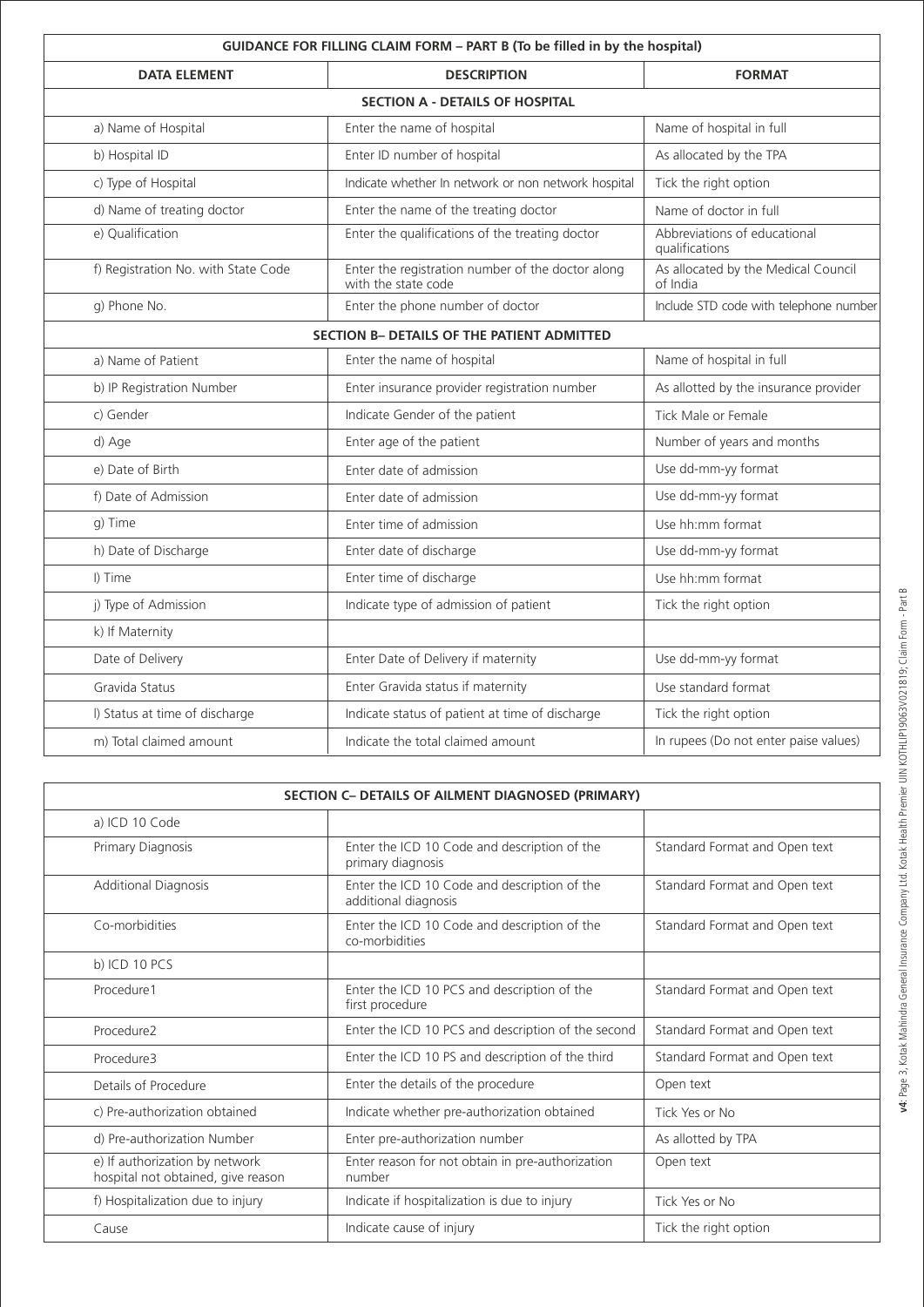| GUIDANCE FOR FILLING CLAIM FORM – PART B (To be filled in by the hospital) | | |
|---|---|---|
| **DATA ELEMENT** | **DESCRIPTION** | **FORMAT** |
| **SECTION A - DETAILS OF HOSPITAL** | | |
| a) Name of Hospital | Enter the name of hospital | Name of hospital in full |
| b) Hospital ID | Enter ID number of hospital | As allocated by the TPA |
| c) Type of Hospital | Indicate whether In network or non network hospital | Tick the right option |
| d) Name of treating doctor | Enter the name of the treating doctor | Name of doctor in full |
| e) Qualification | Enter the qualifications of the treating doctor | Abbreviations of educational qualifications |
| f) Registration No. with State Code | Enter the registration number of the doctor along with the state code | As allocated by the Medical Council of India |
| g) Phone No. | Enter the phone number of doctor | Include STD code with telephone number |
| **SECTION B– DETAILS OF THE PATIENT ADMITTED** | | |
| a) Name of Patient | Enter the name of hospital | Name of hospital in full |
| b) IP Registration Number | Enter insurance provider registration number | As allotted by the insurance provider |
| c) Gender | Indicate Gender of the patient | Tick Male or Female |
| d) Age | Enter age of the patient | Number of years and months |
| e) Date of Birth | Enter date of admission | Use dd-mm-yy format |
| f) Date of Admission | Enter date of admission | Use dd-mm-yy format |
| g) Time | Enter time of admission | Use hh:mm format |
| h) Date of Discharge | Enter date of discharge | Use dd-mm-yy format |
| I) Time | Enter time of discharge | Use hh:mm format |
| j) Type of Admission | Indicate type of admission of patient | Tick the right option |
| k) If Maternity | | |
| Date of Delivery | Enter Date of Delivery if maternity | Use dd-mm-yy format |
| Gravida Status | Enter Gravida status if maternity | Use standard format |
| l) Status at time of discharge | Indicate status of patient at time of discharge | Tick the right option |
| m) Total claimed amount | Indicate the total claimed amount | In rupees (Do not enter paise values) |

| SECTION C– DETAILS OF AILMENT DIAGNOSED (PRIMARY) | | |
|---|---|---|
| a) ICD 10 Code | | |
| Primary Diagnosis | Enter the ICD 10 Code and description of the primary diagnosis | Standard Format and Open text |
| Additional Diagnosis | Enter the ICD 10 Code and description of the additional diagnosis | Standard Format and Open text |
| Co-morbidities | Enter the ICD 10 Code and description of the co-morbidities | Standard Format and Open text |
| b) ICD 10 PCS | | |
| Procedure1 | Enter the ICD 10 PCS and description of the first procedure | Standard Format and Open text |
| Procedure2 | Enter the ICD 10 PCS and description of the second | Standard Format and Open text |
| Procedure3 | Enter the ICD 10 PS and description of the third | Standard Format and Open text |
| Details of Procedure | Enter the details of the procedure | Open text |
| c) Pre-authorization obtained | Indicate whether pre-authorization obtained | Tick Yes or No |
| d) Pre-authorization Number | Enter pre-authorization number | As allotted by TPA |
| e) If authorization by network hospital not obtained, give reason | Enter reason for not obtain in pre-authorization number | Open text |
| f) Hospitalization due to injury | Indicate if hospitalization is due to injury | Tick Yes or No |
| Cause | Indicate cause of injury | Tick the right option |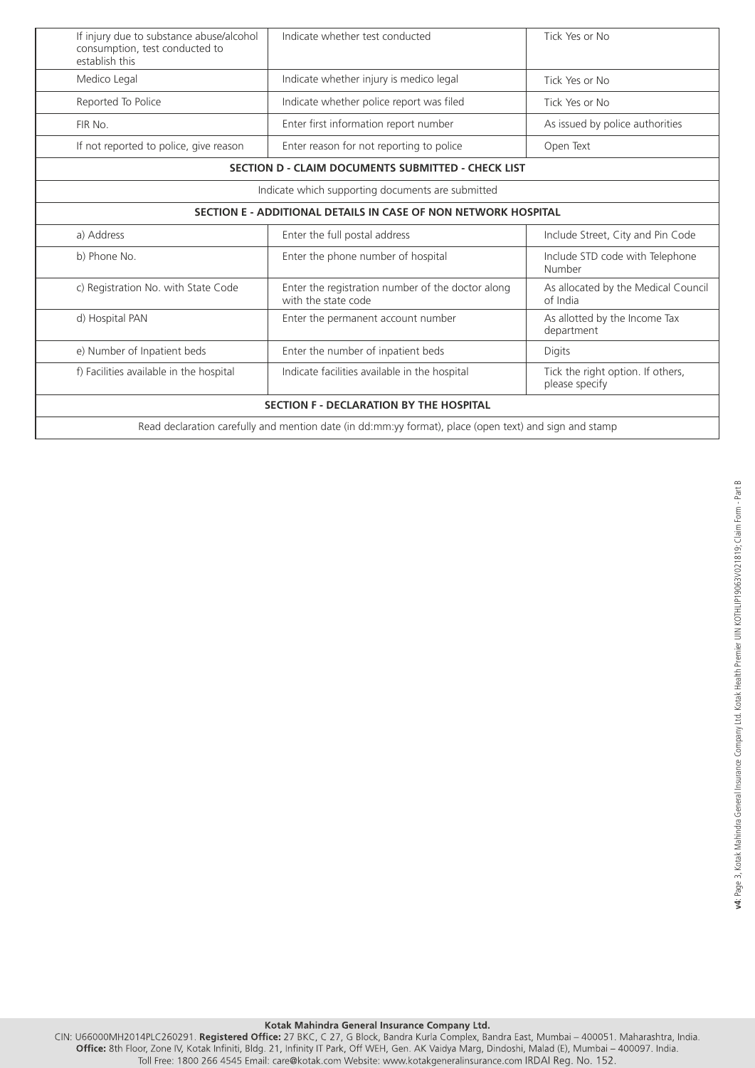| | | |
|---|---|---|
| If injury due to substance abuse/alcohol consumption, test conducted to establish this | Indicate whether test conducted | Tick Yes or No |
| Medico Legal | Indicate whether injury is medico legal | Tick Yes or No |
| Reported To Police | Indicate whether police report was filed | Tick Yes or No |
| FIR No. | Enter first information report number | As issued by police authorities |
| If not reported to police, give reason | Enter reason for not reporting to police | Open Text |
| **SECTION D - CLAIM DOCUMENTS SUBMITTED - CHECK LIST** | | |
| Indicate which supporting documents are submitted | | |
| **SECTION E - ADDITIONAL DETAILS IN CASE OF NON NETWORK HOSPITAL** | | |
| a) Address | Enter the full postal address | Include Street, City and Pin Code |
| b) Phone No. | Enter the phone number of hospital | Include STD code with Telephone Number |
| c) Registration No. with State Code | Enter the registration number of the doctor along with the state code | As allocated by the Medical Council of India |
| d) Hospital PAN | Enter the permanent account number | As allotted by the Income Tax department |
| e) Number of Inpatient beds | Enter the number of inpatient beds | Digits |
| f) Facilities available in the hospital | Indicate facilities available in the hospital | Tick the right option. If others, please specify |
| **SECTION F - DECLARATION BY THE HOSPITAL** | | |
| Read declaration carefully and mention date (in dd:mm:yy format), place (open text) and sign and stamp | | |